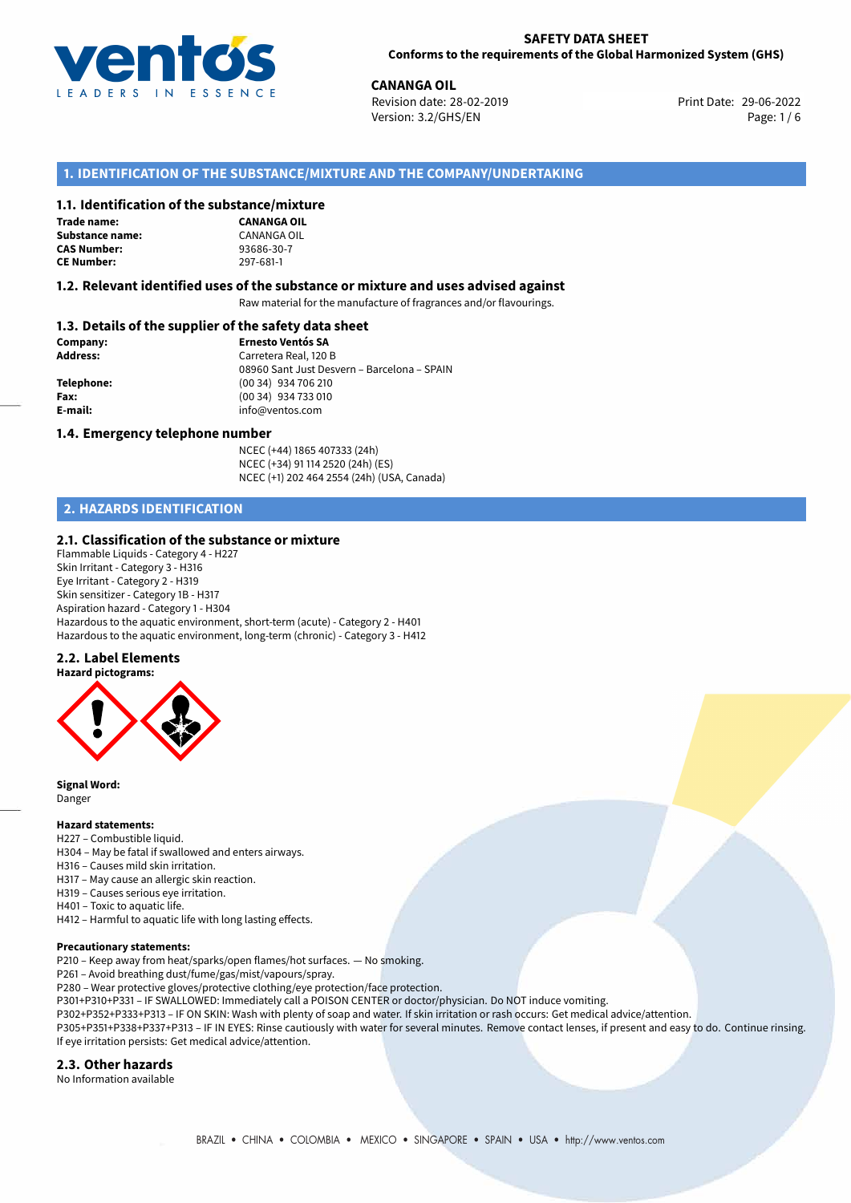**SAFETY DATA SHEET**
**Conforms to the requirements of the Global Harmonized System (GHS)**

**CANANGA OIL**
Revision date: 28-02-2019
Version: 3.2/GHS/EN
Print Date: 29-06-2022

## 1. IDENTIFICATION OF THE SUBSTANCE/MIXTURE AND THE COMPANY/UNDERTAKING

### 1.1. Identification of the substance/mixture

**Trade name:** **CANANGA OIL**
**Substance name:** CANANGA OIL
**CAS Number:** 93686-30-7
**CE Number:** 297-681-1

### 1.2. Relevant identified uses of the substance or mixture and uses advised against

Raw material for the manufacture of fragrances and/or flavourings.

### 1.3. Details of the supplier of the safety data sheet

**Company:** **Ernesto Ventós SA**
**Address:** Carretera Real, 120 B
08960 Sant Just Desvern – Barcelona – SPAIN
**Telephone:** (00 34) 934 706 210
**Fax:** (00 34) 934 733 010
**E-mail:** info@ventos.com

### 1.4. Emergency telephone number

NCEC (+44) 1865 407333 (24h)
NCEC (+34) 91 114 2520 (24h) (ES)
NCEC (+1) 202 464 2554 (24h) (USA, Canada)

## 2. HAZARDS IDENTIFICATION

### 2.1. Classification of the substance or mixture

Flammable Liquids - Category 4 - H227
Skin Irritant - Category 3 - H316
Eye Irritant - Category 2 - H319
Skin sensitizer - Category 1B - H317
Aspiration hazard - Category 1 - H304
Hazardous to the aquatic environment, short-term (acute) - Category 2 - H401
Hazardous to the aquatic environment, long-term (chronic) - Category 3 - H412

### 2.2. Label Elements

**Hazard pictograms:**

**Signal Word:**
Danger

**Hazard statements:**
H227 – Combustible liquid.
H304 – May be fatal if swallowed and enters airways.
H316 – Causes mild skin irritation.
H317 – May cause an allergic skin reaction.
H319 – Causes serious eye irritation.
H401 – Toxic to aquatic life.
H412 – Harmful to aquatic life with long lasting effects.

**Precautionary statements:**
P210 – Keep away from heat/sparks/open flames/hot surfaces. — No smoking.
P261 – Avoid breathing dust/fume/gas/mist/vapours/spray.
P280 – Wear protective gloves/protective clothing/eye protection/face protection.
P301+P310+P331 – IF SWALLOWED: Immediately call a POISON CENTER or doctor/physician. Do NOT induce vomiting.
P302+P352+P333+P313 – IF ON SKIN: Wash with plenty of soap and water. If skin irritation or rash occurs: Get medical advice/attention.
P305+P351+P338+P337+P313 – IF IN EYES: Rinse cautiously with water for several minutes. Remove contact lenses, if present and easy to do. Continue rinsing. If eye irritation persists: Get medical advice/attention.

### 2.3. Other hazards

No Information available

BRAZIL • CHINA • COLOMBIA • MEXICO • SINGAPORE • SPAIN • USA • http://www.ventos.com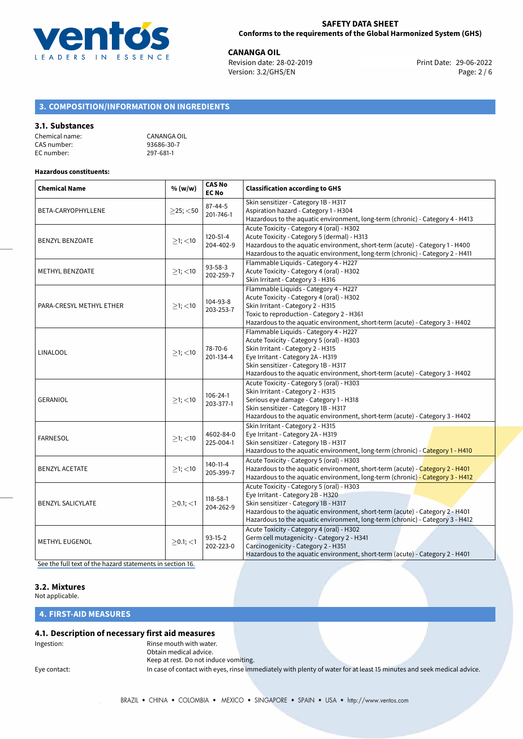## 3. COMPOSITION/INFORMATION ON INGREDIENTS

### 3.1. Substances

Chemical name: CANANGA OIL
CAS number: 93686-30-7
EC number: 297-681-1

**Hazardous constituents:**

| Chemical Name | % (w/w) | CAS No EC No | Classification according to GHS |
|---|---|---|---|
| BETA-CARYOPHYLLENE | ≥25; <50 | 87-44-5 201-746-1 | Skin sensitizer - Category 1B - H317<br>Aspiration hazard - Category 1 - H304<br>Hazardous to the aquatic environment, long-term (chronic) - Category 4 - H413 |
| BENZYL BENZOATE | ≥1; <10 | 120-51-4 204-402-9 | Acute Toxicity - Category 4 (oral) - H302<br>Acute Toxicity - Category 5 (dermal) - H313<br>Hazardous to the aquatic environment, short-term (acute) - Category 1 - H400<br>Hazardous to the aquatic environment, long-term (chronic) - Category 2 - H411 |
| METHYL BENZOATE | ≥1; <10 | 93-58-3 202-259-7 | Flammable Liquids - Category 4 - H227<br>Acute Toxicity - Category 4 (oral) - H302<br>Skin Irritant - Category 3 - H316 |
| PARA-CRESYL METHYL ETHER | ≥1; <10 | 104-93-8 203-253-7 | Flammable Liquids - Category 4 - H227<br>Acute Toxicity - Category 4 (oral) - H302<br>Skin Irritant - Category 2 - H315<br>Toxic to reproduction - Category 2 - H361<br>Hazardous to the aquatic environment, short-term (acute) - Category 3 - H402 |
| LINALOOL | ≥1; <10 | 78-70-6 201-134-4 | Flammable Liquids - Category 4 - H227<br>Acute Toxicity - Category 5 (oral) - H303<br>Skin Irritant - Category 2 - H315<br>Eye Irritant - Category 2A - H319<br>Skin sensitizer - Category 1B - H317<br>Hazardous to the aquatic environment, short-term (acute) - Category 3 - H402 |
| GERANIOL | ≥1; <10 | 106-24-1 203-377-1 | Acute Toxicity - Category 5 (oral) - H303<br>Skin Irritant - Category 2 - H315<br>Serious eye damage - Category 1 - H318<br>Skin sensitizer - Category 1B - H317<br>Hazardous to the aquatic environment, short-term (acute) - Category 3 - H402 |
| FARNESOL | ≥1; <10 | 4602-84-0 225-004-1 | Skin Irritant - Category 2 - H315<br>Eye Irritant - Category 2A - H319<br>Skin sensitizer - Category 1B - H317<br>Hazardous to the aquatic environment, long-term (chronic) - Category 1 - H410 |
| BENZYL ACETATE | ≥1; <10 | 140-11-4 205-399-7 | Acute Toxicity - Category 5 (oral) - H303<br>Hazardous to the aquatic environment, short-term (acute) - Category 2 - H401<br>Hazardous to the aquatic environment, long-term (chronic) - Category 3 - H412 |
| BENZYL SALICYLATE | ≥0.1; <1 | 118-58-1 204-262-9 | Acute Toxicity - Category 5 (oral) - H303<br>Eye Irritant - Category 2B - H320<br>Skin sensitizer - Category 1B - H317<br>Hazardous to the aquatic environment, short-term (acute) - Category 2 - H401<br>Hazardous to the aquatic environment, long-term (chronic) - Category 3 - H412 |
| METHYL EUGENOL | ≥0.1; <1 | 93-15-2 202-223-0 | Acute Toxicity - Category 4 (oral) - H302<br>Germ cell mutagenicity - Category 2 - H341<br>Carcinogenicity - Category 2 - H351<br>Hazardous to the aquatic environment, short-term (acute) - Category 2 - H401 |

See the full text of the hazard statements in section 16.

### 3.2. Mixtures

Not applicable.

## 4. FIRST-AID MEASURES

### 4.1. Description of necessary first aid measures

Ingestion: Rinse mouth with water.
Obtain medical advice.
Keep at rest. Do not induce vomiting.

Eye contact: In case of contact with eyes, rinse immediately with plenty of water for at least 15 minutes and seek medical advice.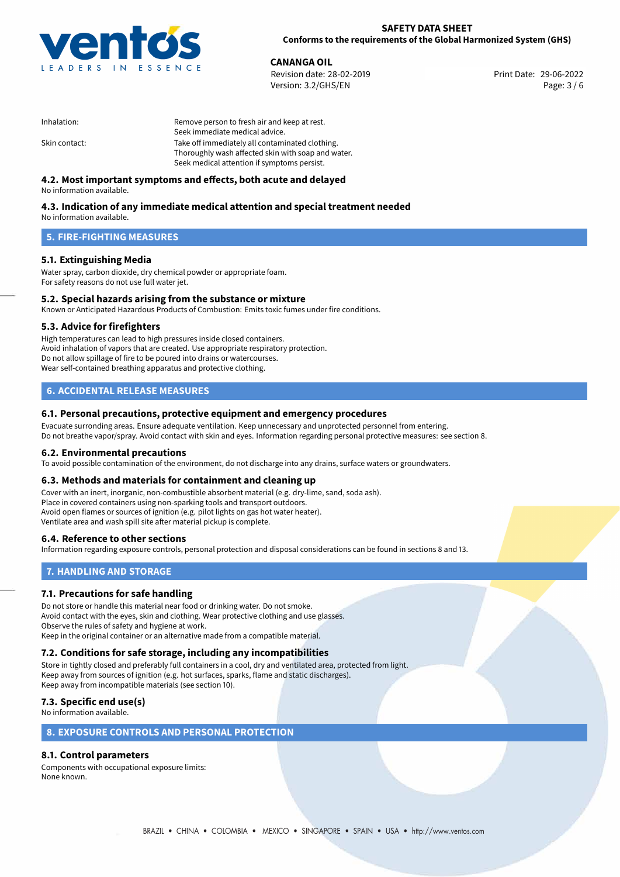| | |
|---|---|
| Inhalation: | Remove person to fresh air and keep at rest.<br>Seek immediate medical advice. |
| Skin contact: | Take off immediately all contaminated clothing.<br>Thoroughly wash affected skin with soap and water.<br>Seek medical attention if symptoms persist. |

### 4.2. Most important symptoms and effects, both acute and delayed

No information available.

### 4.3. Indication of any immediate medical attention and special treatment needed

No information available.

## 5. FIRE-FIGHTING MEASURES

### 5.1. Extinguishing Media

Water spray, carbon dioxide, dry chemical powder or appropriate foam.
For safety reasons do not use full water jet.

### 5.2. Special hazards arising from the substance or mixture

Known or Anticipated Hazardous Products of Combustion: Emits toxic fumes under fire conditions.

### 5.3. Advice for firefighters

High temperatures can lead to high pressures inside closed containers.
Avoid inhalation of vapors that are created. Use appropriate respiratory protection.
Do not allow spillage of fire to be poured into drains or watercourses.
Wear self-contained breathing apparatus and protective clothing.

## 6. ACCIDENTAL RELEASE MEASURES

### 6.1. Personal precautions, protective equipment and emergency procedures

Evacuate surronding areas. Ensure adequate ventilation. Keep unnecessary and unprotected personnel from entering.
Do not breathe vapor/spray. Avoid contact with skin and eyes. Information regarding personal protective measures: see section 8.

### 6.2. Environmental precautions

To avoid possible contamination of the environment, do not discharge into any drains, surface waters or groundwaters.

### 6.3. Methods and materials for containment and cleaning up

Cover with an inert, inorganic, non-combustible absorbent material (e.g. dry-lime, sand, soda ash).
Place in covered containers using non-sparking tools and transport outdoors.
Avoid open flames or sources of ignition (e.g. pilot lights on gas hot water heater).
Ventilate area and wash spill site after material pickup is complete.

### 6.4. Reference to other sections

Information regarding exposure controls, personal protection and disposal considerations can be found in sections 8 and 13.

## 7. HANDLING AND STORAGE

### 7.1. Precautions for safe handling

Do not store or handle this material near food or drinking water. Do not smoke.
Avoid contact with the eyes, skin and clothing. Wear protective clothing and use glasses.
Observe the rules of safety and hygiene at work.
Keep in the original container or an alternative made from a compatible material.

### 7.2. Conditions for safe storage, including any incompatibilities

Store in tightly closed and preferably full containers in a cool, dry and ventilated area, protected from light.
Keep away from sources of ignition (e.g. hot surfaces, sparks, flame and static discharges).
Keep away from incompatible materials (see section 10).

### 7.3. Specific end use(s)

No information available.

## 8. EXPOSURE CONTROLS AND PERSONAL PROTECTION

### 8.1. Control parameters

Components with occupational exposure limits:
None known.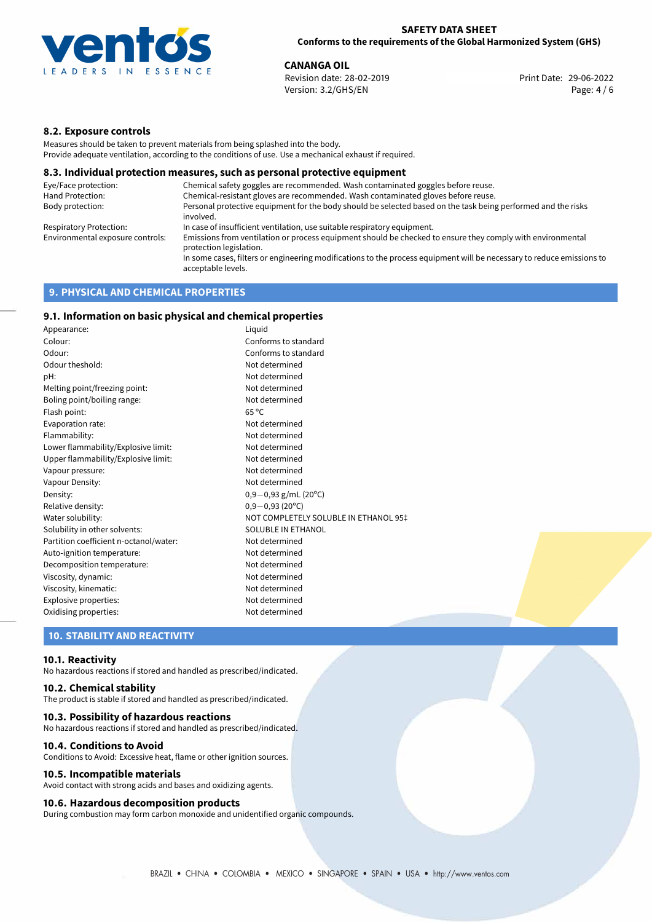### 8.2. Exposure controls

Measures should be taken to prevent materials from being splashed into the body.
Provide adequate ventilation, according to the conditions of use. Use a mechanical exhaust if required.

### 8.3. Individual protection measures, such as personal protective equipment

| | |
|---|---|
| Eye/Face protection: | Chemical safety goggles are recommended. Wash contaminated goggles before reuse. |
| Hand Protection: | Chemical-resistant gloves are recommended. Wash contaminated gloves before reuse. |
| Body protection: | Personal protective equipment for the body should be selected based on the task being performed and the risks involved. |
| Respiratory Protection: | In case of insufficient ventilation, use suitable respiratory equipment. |
| Environmental exposure controls: | Emissions from ventilation or process equipment should be checked to ensure they comply with environmental protection legislation. In some cases, filters or engineering modifications to the process equipment will be necessary to reduce emissions to acceptable levels. |

## 9. PHYSICAL AND CHEMICAL PROPERTIES

### 9.1. Information on basic physical and chemical properties

| | |
|---|---|
| Appearance: | Liquid |
| Colour: | Conforms to standard |
| Odour: | Conforms to standard |
| Odour theshold: | Not determined |
| pH: | Not determined |
| Melting point/freezing point: | Not determined |
| Boling point/boiling range: | Not determined |
| Flash point: | 65 °C |
| Evaporation rate: | Not determined |
| Flammability: | Not determined |
| Lower flammability/Explosive limit: | Not determined |
| Upper flammability/Explosive limit: | Not determined |
| Vapour pressure: | Not determined |
| Vapour Density: | Not determined |
| Density: | 0,9−0,93 g/mL (20°C) |
| Relative density: | 0,9−0,93 (20°C) |
| Water solubility: | NOT COMPLETELY SOLUBLE IN ETHANOL 95‡ |
| Solubility in other solvents: | SOLUBLE IN ETHANOL |
| Partition coefficient n-octanol/water: | Not determined |
| Auto-ignition temperature: | Not determined |
| Decomposition temperature: | Not determined |
| Viscosity, dynamic: | Not determined |
| Viscosity, kinematic: | Not determined |
| Explosive properties: | Not determined |
| Oxidising properties: | Not determined |

## 10. STABILITY AND REACTIVITY

### 10.1. Reactivity

No hazardous reactions if stored and handled as prescribed/indicated.

### 10.2. Chemical stability

The product is stable if stored and handled as prescribed/indicated.

### 10.3. Possibility of hazardous reactions

No hazardous reactions if stored and handled as prescribed/indicated.

### 10.4. Conditions to Avoid

Conditions to Avoid: Excessive heat, flame or other ignition sources.

### 10.5. Incompatible materials

Avoid contact with strong acids and bases and oxidizing agents.

### 10.6. Hazardous decomposition products

During combustion may form carbon monoxide and unidentified organic compounds.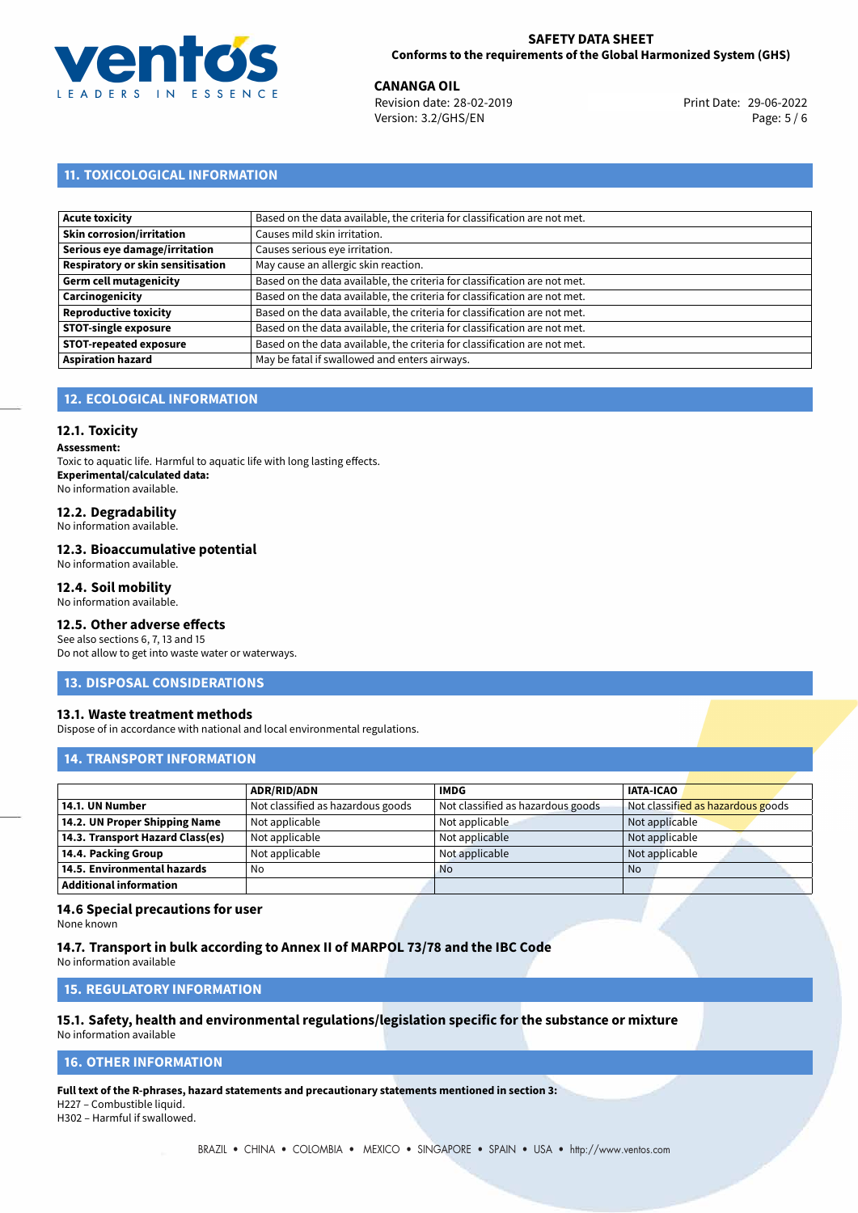## 11. TOXICOLOGICAL INFORMATION

| | |
|---|---|
| **Acute toxicity** | Based on the data available, the criteria for classification are not met. |
| **Skin corrosion/irritation** | Causes mild skin irritation. |
| **Serious eye damage/irritation** | Causes serious eye irritation. |
| **Respiratory or skin sensitisation** | May cause an allergic skin reaction. |
| **Germ cell mutagenicity** | Based on the data available, the criteria for classification are not met. |
| **Carcinogenicity** | Based on the data available, the criteria for classification are not met. |
| **Reproductive toxicity** | Based on the data available, the criteria for classification are not met. |
| **STOT-single exposure** | Based on the data available, the criteria for classification are not met. |
| **STOT-repeated exposure** | Based on the data available, the criteria for classification are not met. |
| **Aspiration hazard** | May be fatal if swallowed and enters airways. |

## 12. ECOLOGICAL INFORMATION

### 12.1. Toxicity

**Assessment:**
Toxic to aquatic life. Harmful to aquatic life with long lasting effects.
**Experimental/calculated data:**
No information available.

### 12.2. Degradability

No information available.

### 12.3. Bioaccumulative potential

No information available.

### 12.4. Soil mobility

No information available.

### 12.5. Other adverse effects

See also sections 6, 7, 13 and 15
Do not allow to get into waste water or waterways.

## 13. DISPOSAL CONSIDERATIONS

### 13.1. Waste treatment methods

Dispose of in accordance with national and local environmental regulations.

## 14. TRANSPORT INFORMATION

| | ADR/RID/ADN | IMDG | IATA-ICAO |
|---|---|---|---|
| **14.1. UN Number** | Not classified as hazardous goods | Not classified as hazardous goods | Not classified as hazardous goods |
| **14.2. UN Proper Shipping Name** | Not applicable | Not applicable | Not applicable |
| **14.3. Transport Hazard Class(es)** | Not applicable | Not applicable | Not applicable |
| **14.4. Packing Group** | Not applicable | Not applicable | Not applicable |
| **14.5. Environmental hazards** | No | No | No |
| **Additional information** | | | |

### 14.6 Special precautions for user

None known

### 14.7. Transport in bulk according to Annex II of MARPOL 73/78 and the IBC Code

No information available

## 15. REGULATORY INFORMATION

### 15.1. Safety, health and environmental regulations/legislation specific for the substance or mixture

No information available

## 16. OTHER INFORMATION

**Full text of the R-phrases, hazard statements and precautionary statements mentioned in section 3:**
H227 – Combustible liquid.
H302 – Harmful if swallowed.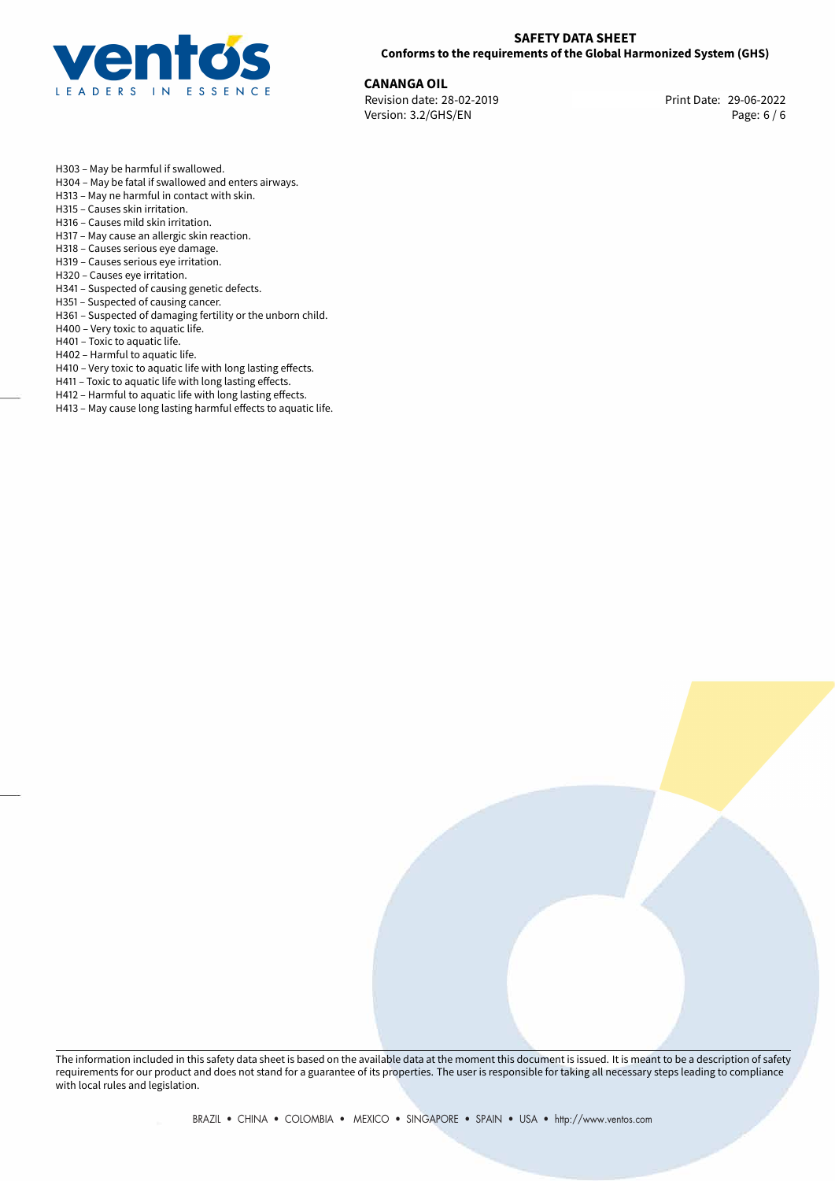H303 – May be harmful if swallowed.
H304 – May be fatal if swallowed and enters airways.
H313 – May ne harmful in contact with skin.
H315 – Causes skin irritation.
H316 – Causes mild skin irritation.
H317 – May cause an allergic skin reaction.
H318 – Causes serious eye damage.
H319 – Causes serious eye irritation.
H320 – Causes eye irritation.
H341 – Suspected of causing genetic defects.
H351 – Suspected of causing cancer.
H361 – Suspected of damaging fertility or the unborn child.
H400 – Very toxic to aquatic life.
H401 – Toxic to aquatic life.
H402 – Harmful to aquatic life.
H410 – Very toxic to aquatic life with long lasting effects.
H411 – Toxic to aquatic life with long lasting effects.
H412 – Harmful to aquatic life with long lasting effects.
H413 – May cause long lasting harmful effects to aquatic life.

The information included in this safety data sheet is based on the available data at the moment this document is issued. It is meant to be a description of safety requirements for our product and does not stand for a guarantee of its properties. The user is responsible for taking all necessary steps leading to compliance with local rules and legislation.

BRAZIL • CHINA • COLOMBIA • MEXICO • SINGAPORE • SPAIN • USA • http://www.ventos.com